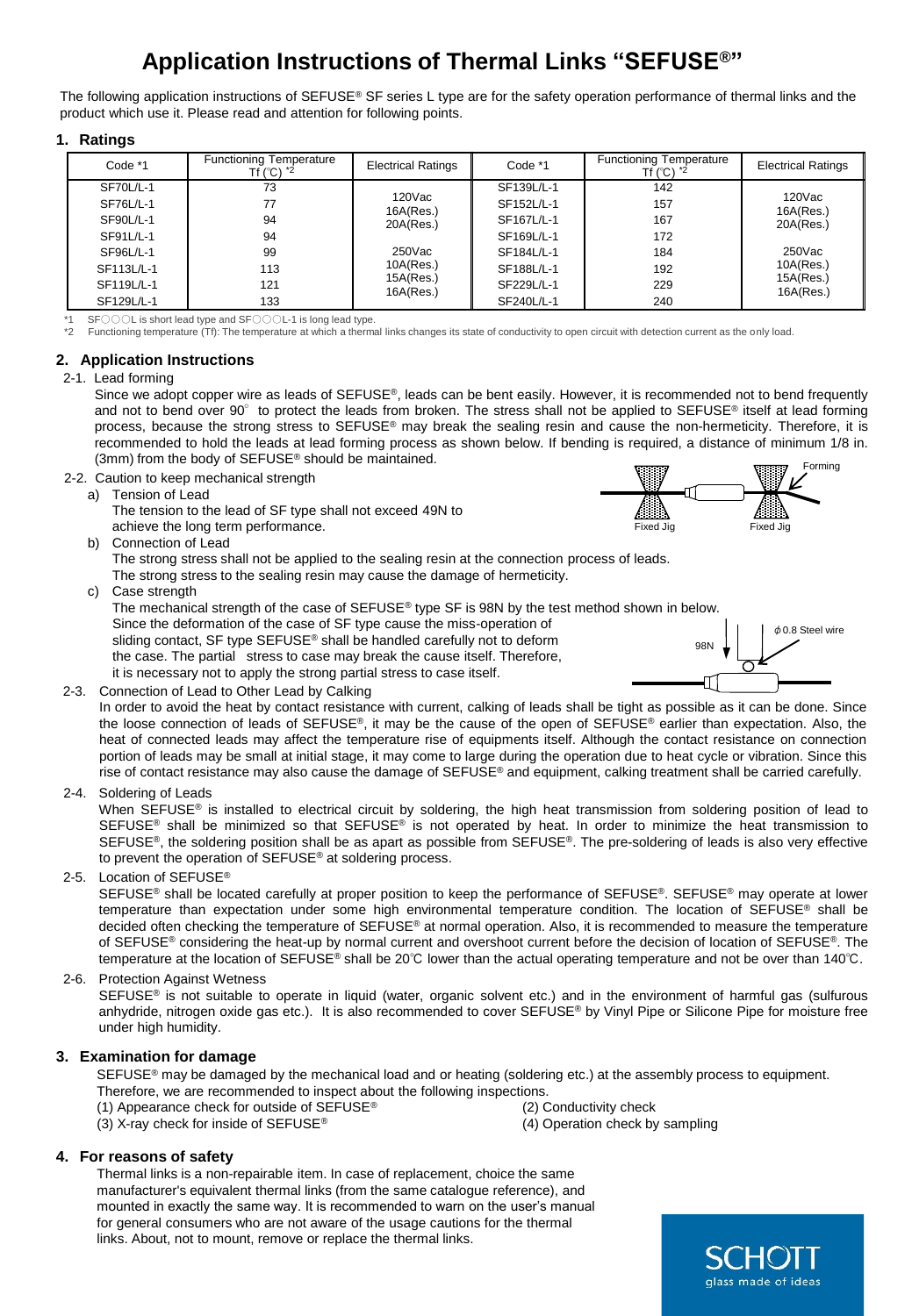# Application Instructions of Thermal Links "SEFUSE®"

The following application instructions of SEFUSE® SF series L type are for the safety operation performance of thermal links and the product which use it. Please read and attention for following points.

## 1. Ratings

| Code *1 | Functioning Temperature Tf (℃) *2 | Electrical Ratings | Code *1 | Functioning Temperature Tf (℃) *2 | Electrical Ratings |
|---|---|---|---|---|---|
| SF70L/L-1 | 73 | 120Vac 16A(Res.) 20A(Res.) | SF139L/L-1 | 142 | 120Vac 16A(Res.) 20A(Res.) |
| SF76L/L-1 | 77 | | SF152L/L-1 | 157 | |
| SF90L/L-1 | 94 | | SF167L/L-1 | 167 | |
| SF91L/L-1 | 94 | 250Vac 10A(Res.) 15A(Res.) 16A(Res.) | SF169L/L-1 | 172 | 250Vac 10A(Res.) 15A(Res.) 16A(Res.) |
| SF96L/L-1 | 99 | | SF184L/L-1 | 184 | |
| SF113L/L-1 | 113 | | SF188L/L-1 | 192 | |
| SF119L/L-1 | 121 | | SF229L/L-1 | 229 | |
| SF129L/L-1 | 133 | | SF240L/L-1 | 240 | |

*1 SF○○○L is short lead type and SF○○○L-1 is long lead type.
*2 Functioning temperature (Tf): The temperature at which a thermal links changes its state of conductivity to open circuit with detection current as the only load.

## 2. Application Instructions

### 2-1. Lead forming

Since we adopt copper wire as leads of SEFUSE®, leads can be bent easily. However, it is recommended not to bend frequently and not to bend over 90° to protect the leads from broken. The stress shall not be applied to SEFUSE® itself at lead forming process, because the strong stress to SEFUSE® may break the sealing resin and cause the non-hermeticity. Therefore, it is recommended to hold the leads at lead forming process as shown below. If bending is required, a distance of minimum 1/8 in. (3mm) from the body of SEFUSE® should be maintained.

Fixed Jig Fixed Jig Forming

### 2-2. Caution to keep mechanical strength

a) Tension of Lead
The tension to the lead of SF type shall not exceed 49N to achieve the long term performance.

b) Connection of Lead
The strong stress shall not be applied to the sealing resin at the connection process of leads.
The strong stress to the sealing resin may cause the damage of hermeticity.

c) Case strength
The mechanical strength of the case of SEFUSE® type SF is 98N by the test method shown in below.
Since the deformation of the case of SF type cause the miss-operation of sliding contact, SF type SEFUSE® shall be handled carefully not to deform the case. The partial stress to case may break the cause itself. Therefore, it is necessary not to apply the strong partial stress to case itself.

98N ϕ0.8 Steel wire

### 2-3. Connection of Lead to Other Lead by Calking

In order to avoid the heat by contact resistance with current, calking of leads shall be tight as possible as it can be done. Since the loose connection of leads of SEFUSE®, it may be the cause of the open of SEFUSE® earlier than expectation. Also, the heat of connected leads may affect the temperature rise of equipments itself. Although the contact resistance on connection portion of leads may be small at initial stage, it may come to large during the operation due to heat cycle or vibration. Since this rise of contact resistance may also cause the damage of SEFUSE® and equipment, calking treatment shall be carried carefully.

### 2-4. Soldering of Leads

When SEFUSE® is installed to electrical circuit by soldering, the high heat transmission from soldering position of lead to SEFUSE® shall be minimized so that SEFUSE® is not operated by heat. In order to minimize the heat transmission to SEFUSE®, the soldering position shall be as apart as possible from SEFUSE®. The pre-soldering of leads is also very effective to prevent the operation of SEFUSE® at soldering process.

### 2-5. Location of SEFUSE®

SEFUSE® shall be located carefully at proper position to keep the performance of SEFUSE®. SEFUSE® may operate at lower temperature than expectation under some high environmental temperature condition. The location of SEFUSE® shall be decided often checking the temperature of SEFUSE® at normal operation. Also, it is recommended to measure the temperature of SEFUSE® considering the heat-up by normal current and overshoot current before the decision of location of SEFUSE®. The temperature at the location of SEFUSE® shall be 20℃ lower than the actual operating temperature and not be over than 140℃.

### 2-6. Protection Against Wetness

SEFUSE® is not suitable to operate in liquid (water, organic solvent etc.) and in the environment of harmful gas (sulfurous anhydride, nitrogen oxide gas etc.). It is also recommended to cover SEFUSE® by Vinyl Pipe or Silicone Pipe for moisture free under high humidity.

## 3. Examination for damage

SEFUSE® may be damaged by the mechanical load and or heating (soldering etc.) at the assembly process to equipment. Therefore, we are recommended to inspect about the following inspections.

(1) Appearance check for outside of SEFUSE®
(2) Conductivity check
(3) X-ray check for inside of SEFUSE®
(4) Operation check by sampling

## 4. For reasons of safety

Thermal links is a non-repairable item. In case of replacement, choice the same manufacturer's equivalent thermal links (from the same catalogue reference), and mounted in exactly the same way. It is recommended to warn on the user's manual for general consumers who are not aware of the usage cautions for the thermal links. About, not to mount, remove or replace the thermal links.

SCHOTT
glass made of ideas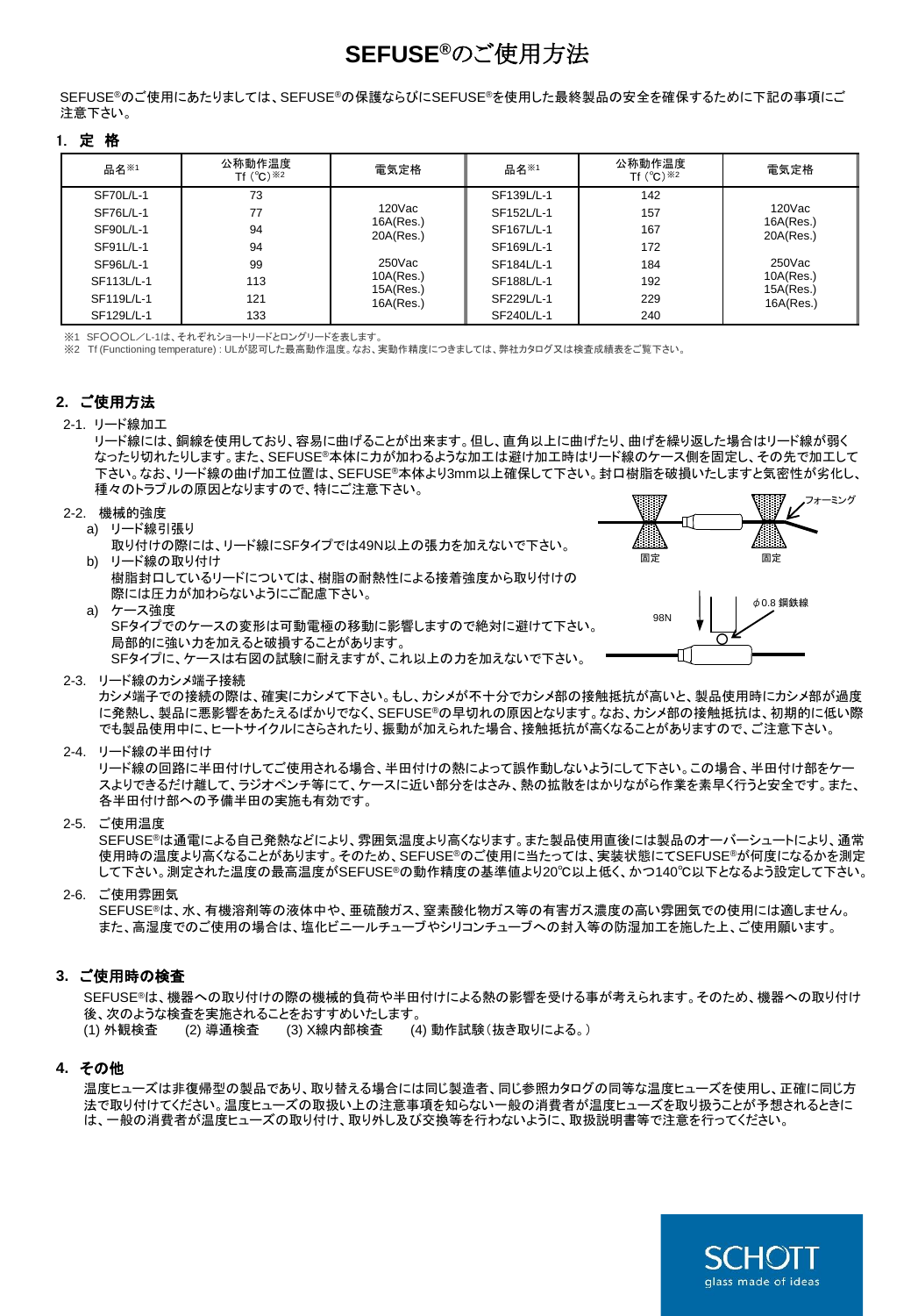# SEFUSE®のご使用方法

SEFUSE®のご使用にあたりましては、SEFUSE®の保護ならびにSEFUSE®を使用した最終製品の安全を確保するために下記の事項にご注意下さい。

## 1. 定 格

| 品名※1 | 公称動作温度 Tf (℃)※2 | 電気定格 | 品名※1 | 公称動作温度 Tf (℃)※2 | 電気定格 |
|---|---|---|---|---|---|
| SF70L/L-1 | 73 | 120Vac 16A(Res.) 20A(Res.) | SF139L/L-1 | 142 | 120Vac 16A(Res.) 20A(Res.) |
| SF76L/L-1 | 77 | | SF152L/L-1 | 157 | |
| SF90L/L-1 | 94 | | SF167L/L-1 | 167 | |
| SF91L/L-1 | 94 | | SF169L/L-1 | 172 | |
| SF96L/L-1 | 99 | 250Vac 10A(Res.) 15A(Res.) 16A(Res.) | SF184L/L-1 | 184 | 250Vac 10A(Res.) 15A(Res.) 16A(Res.) |
| SF113L/L-1 | 113 | | SF188L/L-1 | 192 | |
| SF119L/L-1 | 121 | | SF229L/L-1 | 229 | |
| SF129L/L-1 | 133 | | SF240L/L-1 | 240 | |

※1 SF○○○L／L-1は、それぞれショートリードとロングリードを表します。
※2 Tf (Functioning temperature) : ULが認可した最高動作温度。なお、実動作精度につきましては、弊社カタログ又は検査成績表をご覧下さい。

## 2. ご使用方法

2-1. リード線加工

リード線には、銅線を使用しており、容易に曲げることが出来ます。但し、直角以上に曲げたり、曲げを繰り返した場合はリード線が弱くなったり切れたりします。また、SEFUSE®本体に力が加わるような加工は避け加工時はリード線のケース側を固定し、その先で加工して下さい。なお、リード線の曲げ加工位置は、SEFUSE®本体より3mm以上確保して下さい。封口樹脂を破損いたしますと気密性が劣化し、種々のトラブルの原因となりますので、特にご注意下さい。

フォーミング
固定
固定

2-2. 機械的強度

a) リード線引張り
取り付けの際には、リード線にSFタイプでは49N以上の張力を加えないで下さい。

b) リード線の取り付け
樹脂封口しているリードについては、樹脂の耐熱性による接着強度から取り付けの際には圧力が加わらないようにご配慮下さい。

a) ケース強度
SFタイプでのケースの変形は可動電極の移動に影響しますので絶対に避けて下さい。局部的に強い力を加えると破損することがあります。
SFタイプに、ケースは右図の試験に耐えますが、これ以上の力を加えないで下さい。

98N
φ0.8 鋼鉄線

2-3. リード線のカシメ端子接続

カシメ端子での接続の際は、確実にカシメて下さい。もし、カシメが不十分でカシメ部の接触抵抗が高いと、製品使用時にカシメ部が過度に発熱し、製品に悪影響をあたえるばかりでなく、SEFUSE®の早切れの原因となります。なお、カシメ部の接触抵抗は、初期的に低い際でも製品使用中に、ヒートサイクルにさらされたり、振動が加えられた場合、接触抵抗が高くなることがありますので、ご注意下さい。

2-4. リード線の半田付け

リード線の回路に半田付けしてご使用される場合、半田付けの熱によって誤作動しないようにして下さい。この場合、半田付け部をケースよりできるだけ離して、ラジオペンチ等にて、ケースに近い部分をはさみ、熱の拡散をはかりながら作業を素早く行うと安全です。また、各半田付け部への予備半田の実施も有効です。

2-5. ご使用温度

SEFUSE®は通電による自己発熱などにより、雰囲気温度より高くなります。また製品使用直後には製品のオーバーシュートにより、通常使用時の温度より高くなることがあります。そのため、SEFUSE®のご使用に当たっては、実装状態にてSEFUSE®が何度になるかを測定して下さい。測定された温度の最高温度がSEFUSE®の動作精度の基準値より20℃以上低く、かつ140℃以下となるよう設定して下さい。

2-6. ご使用雰囲気

SEFUSE®は、水、有機溶剤等の液体中や、亜硫酸ガス、窒素酸化物ガス等の有害ガス濃度の高い雰囲気での使用には適しません。
また、高湿度でのご使用の場合は、塩化ビニールチューブやシリコンチューブへの封入等の防湿加工を施した上、ご使用願います。

## 3. ご使用時の検査

SEFUSE®は、機器への取り付けの際の機械的負荷や半田付けによる熱の影響を受ける事が考えられます。そのため、機器への取り付け後、次のような検査を実施されることをおすすめいたします。
(1) 外観検査　(2) 導通検査　(3) X線内部検査　(4) 動作試験（抜き取りによる。）

## 4. その他

温度ヒューズは非復帰型の製品であり、取り替える場合には同じ製造者、同じ参照カタログの同等な温度ヒューズを使用し、正確に同じ方法で取り付けてください。温度ヒューズの取扱い上の注意事項を知らない一般の消費者が温度ヒューズを取り扱うことが予想されるときには、一般の消費者が温度ヒューズの取り付け、取り外し及び交換等を行わないように、取扱説明書等で注意を行ってください。

SCHOTT
glass made of ideas